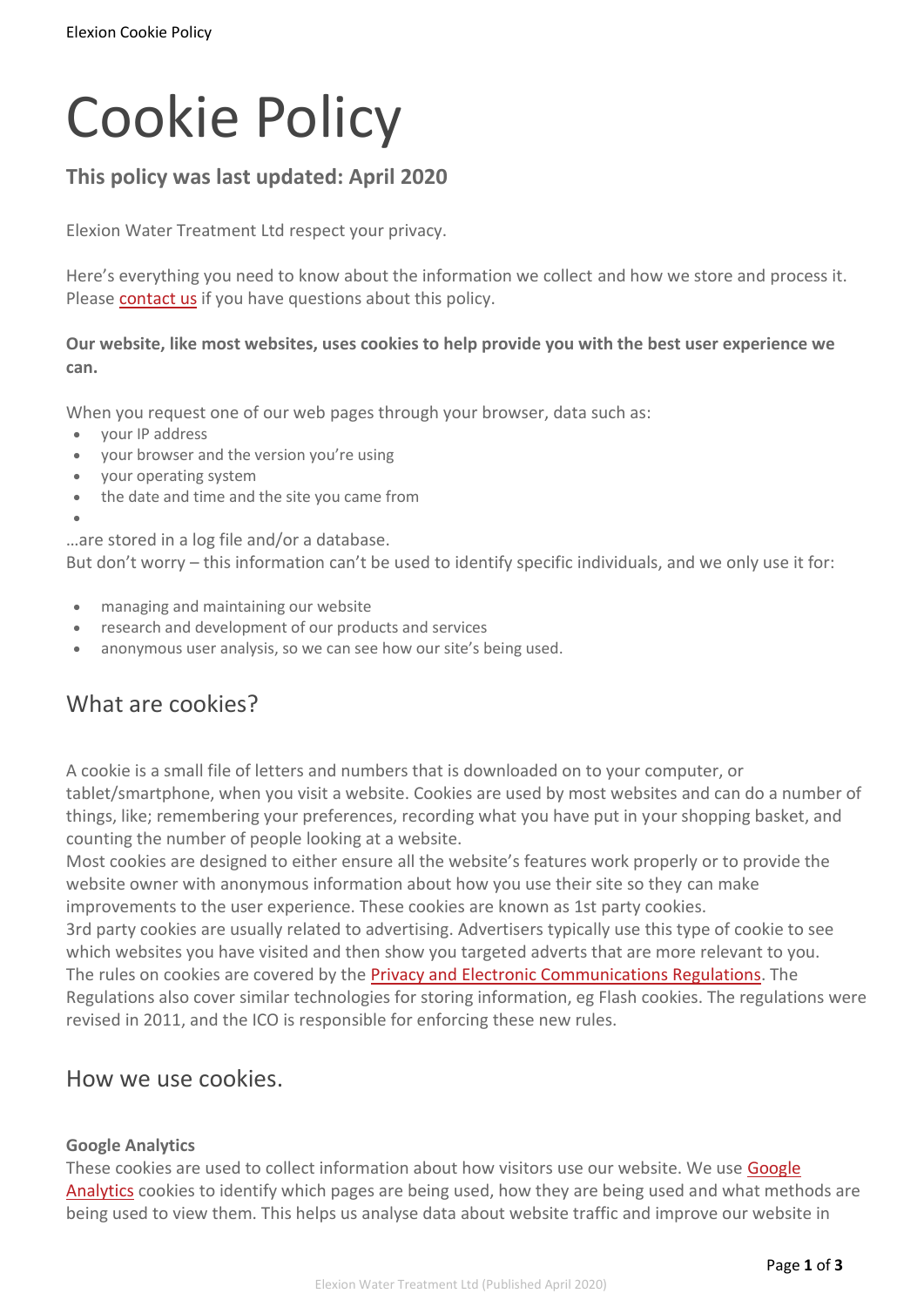# Cookie Policy

### This policy was last updated: April 2020

Elexion Water Treatment Ltd respect your privacy.

Here's everything you need to know about the information we collect and how we store and process it. Please contact us if you have questions about this policy.

**Our website, like most websites, uses cookies to help provide you with the best user experience we can.**

When you request one of our web pages through your browser, data such as:

- your IP address
- your browser and the version you're using
- your operating system
- the date and time and the site you came from

…are stored in a log file and/or a database.
But don't worry – this information can't be used to identify specific individuals, and we only use it for:

- managing and maintaining our website
- research and development of our products and services
- anonymous user analysis, so we can see how our site's being used.

## What are cookies?

A cookie is a small file of letters and numbers that is downloaded on to your computer, or tablet/smartphone, when you visit a website. Cookies are used by most websites and can do a number of things, like; remembering your preferences, recording what you have put in your shopping basket, and counting the number of people looking at a website.
Most cookies are designed to either ensure all the website's features work properly or to provide the website owner with anonymous information about how you use their site so they can make improvements to the user experience. These cookies are known as 1st party cookies.
3rd party cookies are usually related to advertising. Advertisers typically use this type of cookie to see which websites you have visited and then show you targeted adverts that are more relevant to you.
The rules on cookies are covered by the Privacy and Electronic Communications Regulations. The Regulations also cover similar technologies for storing information, eg Flash cookies. The regulations were revised in 2011, and the ICO is responsible for enforcing these new rules.

## How we use cookies.

**Google Analytics**
These cookies are used to collect information about how visitors use our website. We use Google Analytics cookies to identify which pages are being used, how they are being used and what methods are being used to view them. This helps us analyse data about website traffic and improve our website in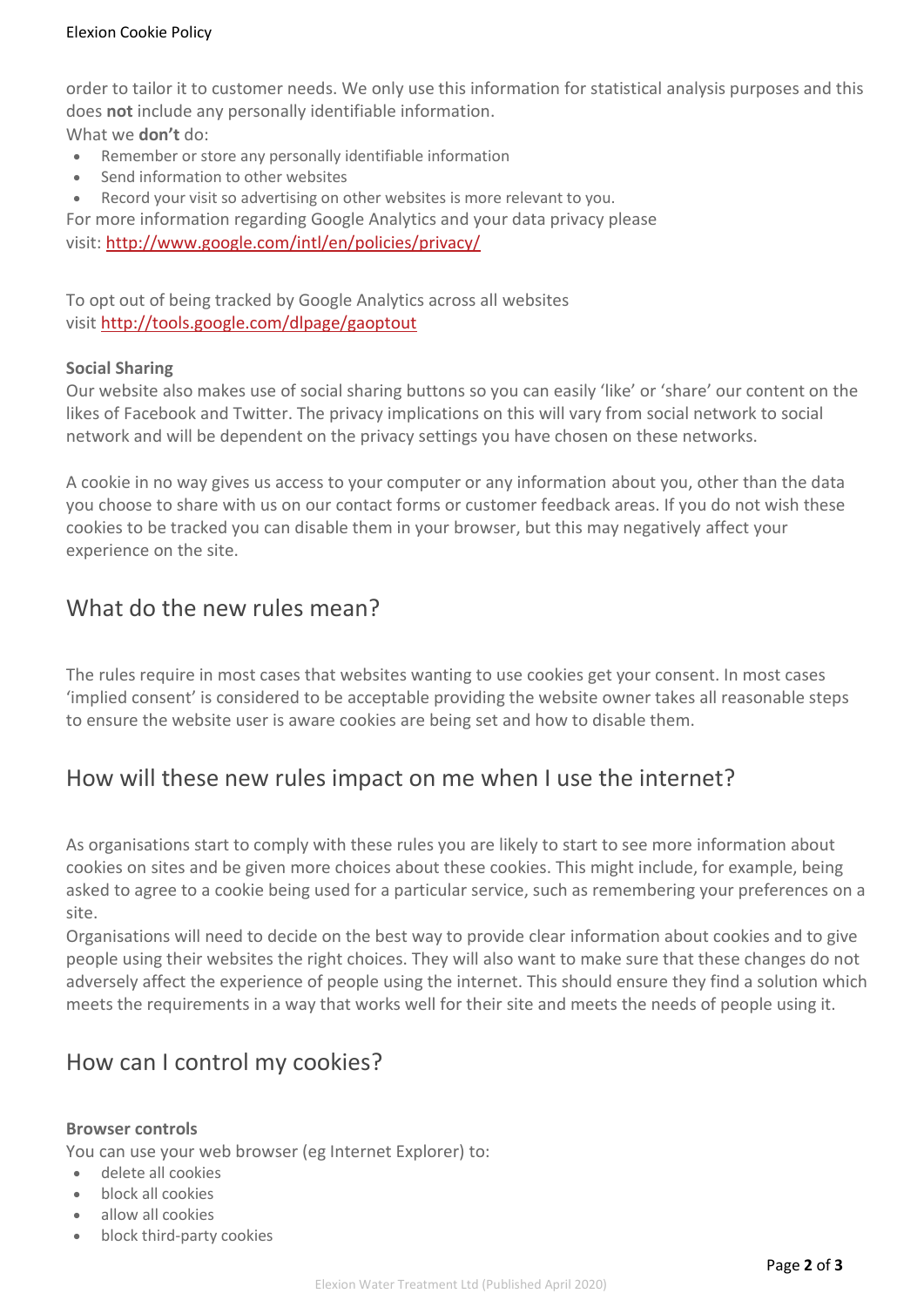order to tailor it to customer needs. We only use this information for statistical analysis purposes and this does **not** include any personally identifiable information.

What we **don't** do:

- Remember or store any personally identifiable information
- Send information to other websites
- Record your visit so advertising on other websites is more relevant to you.

For more information regarding Google Analytics and your data privacy please visit: http://www.google.com/intl/en/policies/privacy/

To opt out of being tracked by Google Analytics across all websites visit http://tools.google.com/dlpage/gaoptout

**Social Sharing**

Our website also makes use of social sharing buttons so you can easily 'like' or 'share' our content on the likes of Facebook and Twitter. The privacy implications on this will vary from social network to social network and will be dependent on the privacy settings you have chosen on these networks.

A cookie in no way gives us access to your computer or any information about you, other than the data you choose to share with us on our contact forms or customer feedback areas. If you do not wish these cookies to be tracked you can disable them in your browser, but this may negatively affect your experience on the site.

## What do the new rules mean?

The rules require in most cases that websites wanting to use cookies get your consent. In most cases 'implied consent' is considered to be acceptable providing the website owner takes all reasonable steps to ensure the website user is aware cookies are being set and how to disable them.

## How will these new rules impact on me when I use the internet?

As organisations start to comply with these rules you are likely to start to see more information about cookies on sites and be given more choices about these cookies. This might include, for example, being asked to agree to a cookie being used for a particular service, such as remembering your preferences on a site.

Organisations will need to decide on the best way to provide clear information about cookies and to give people using their websites the right choices. They will also want to make sure that these changes do not adversely affect the experience of people using the internet. This should ensure they find a solution which meets the requirements in a way that works well for their site and meets the needs of people using it.

## How can I control my cookies?

**Browser controls**

You can use your web browser (eg Internet Explorer) to:

- delete all cookies
- block all cookies
- allow all cookies
- block third-party cookies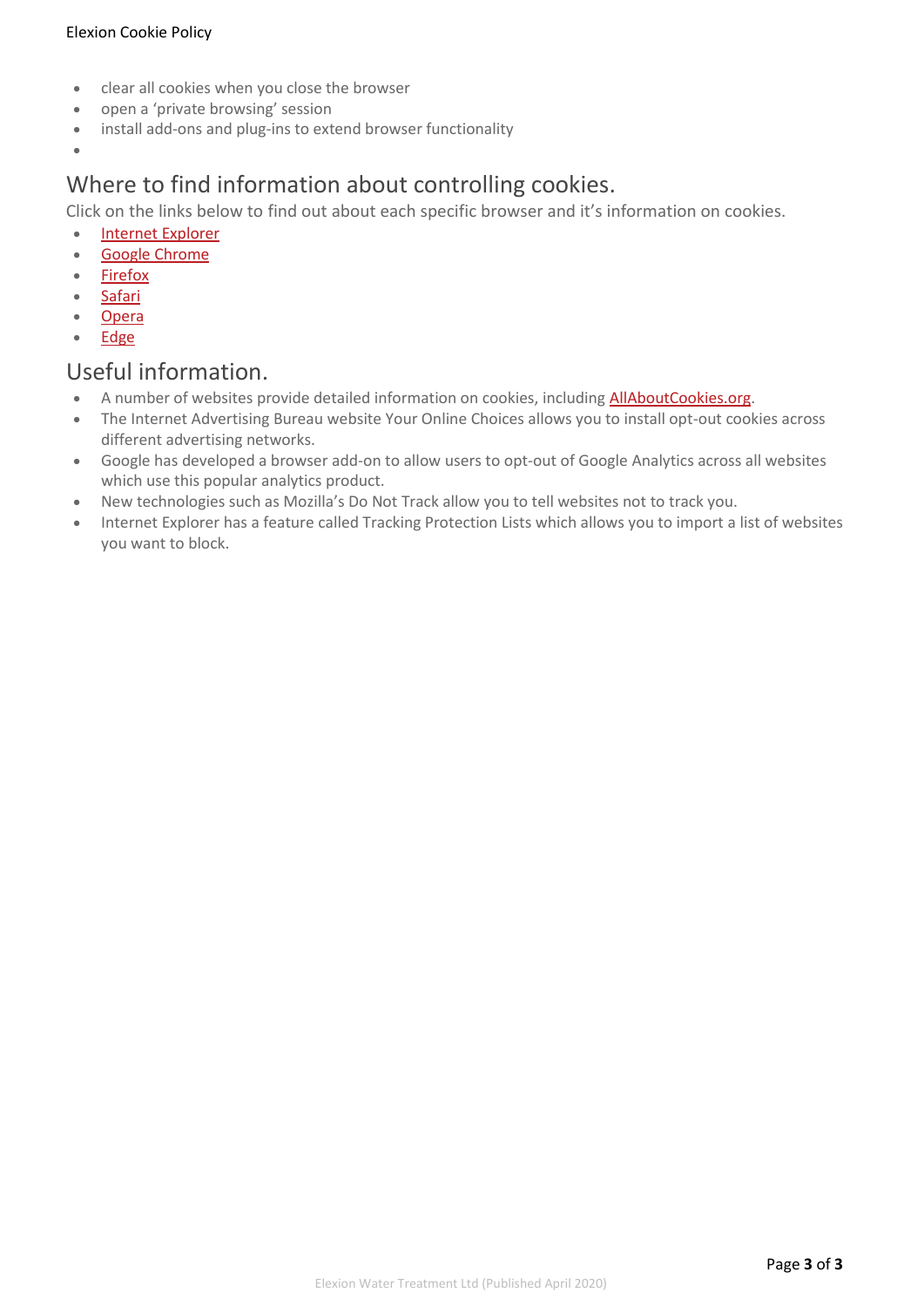- clear all cookies when you close the browser
- open a ‘private browsing’ session
- install add-ons and plug-ins to extend browser functionality

## Where to find information about controlling cookies.

Click on the links below to find out about each specific browser and it’s information on cookies.

- Internet Explorer
- Google Chrome
- Firefox
- Safari
- Opera
- Edge

## Useful information.

- A number of websites provide detailed information on cookies, including AllAboutCookies.org.
- The Internet Advertising Bureau website Your Online Choices allows you to install opt-out cookies across different advertising networks.
- Google has developed a browser add-on to allow users to opt-out of Google Analytics across all websites which use this popular analytics product.
- New technologies such as Mozilla’s Do Not Track allow you to tell websites not to track you.
- Internet Explorer has a feature called Tracking Protection Lists which allows you to import a list of websites you want to block.